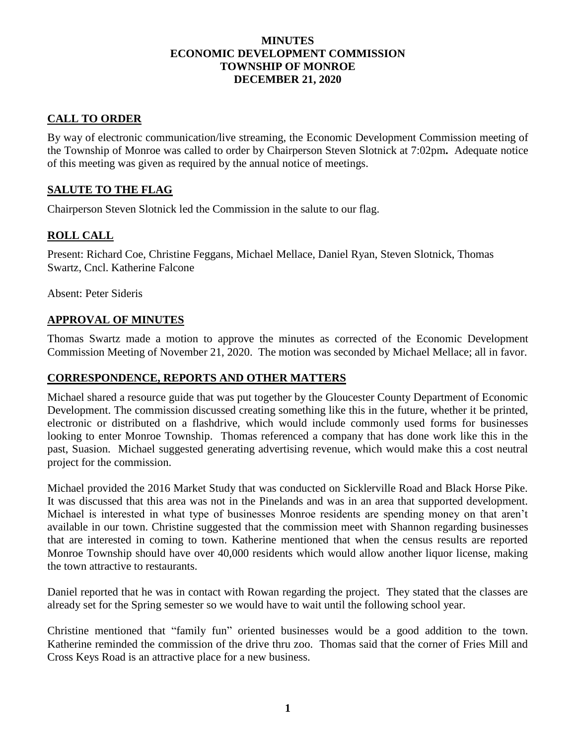# MINUTES
# ECONOMIC DEVELOPMENT COMMISSION
# TOWNSHIP OF MONROE
# DECEMBER 21, 2020

## CALL TO ORDER

By way of electronic communication/live streaming, the Economic Development Commission meeting of the Township of Monroe was called to order by Chairperson Steven Slotnick at 7:02pm**.** Adequate notice of this meeting was given as required by the annual notice of meetings.

## SALUTE TO THE FLAG

Chairperson Steven Slotnick led the Commission in the salute to our flag.

## ROLL CALL

Present: Richard Coe, Christine Feggans, Michael Mellace, Daniel Ryan, Steven Slotnick, Thomas Swartz, Cncl. Katherine Falcone

Absent: Peter Sideris

## APPROVAL OF MINUTES

Thomas Swartz made a motion to approve the minutes as corrected of the Economic Development Commission Meeting of November 21, 2020. The motion was seconded by Michael Mellace; all in favor.

## CORRESPONDENCE, REPORTS AND OTHER MATTERS

Michael shared a resource guide that was put together by the Gloucester County Department of Economic Development. The commission discussed creating something like this in the future, whether it be printed, electronic or distributed on a flashdrive, which would include commonly used forms for businesses looking to enter Monroe Township. Thomas referenced a company that has done work like this in the past, Suasion. Michael suggested generating advertising revenue, which would make this a cost neutral project for the commission.

Michael provided the 2016 Market Study that was conducted on Sicklerville Road and Black Horse Pike. It was discussed that this area was not in the Pinelands and was in an area that supported development. Michael is interested in what type of businesses Monroe residents are spending money on that aren't available in our town. Christine suggested that the commission meet with Shannon regarding businesses that are interested in coming to town. Katherine mentioned that when the census results are reported Monroe Township should have over 40,000 residents which would allow another liquor license, making the town attractive to restaurants.

Daniel reported that he was in contact with Rowan regarding the project. They stated that the classes are already set for the Spring semester so we would have to wait until the following school year.

Christine mentioned that "family fun" oriented businesses would be a good addition to the town. Katherine reminded the commission of the drive thru zoo. Thomas said that the corner of Fries Mill and Cross Keys Road is an attractive place for a new business.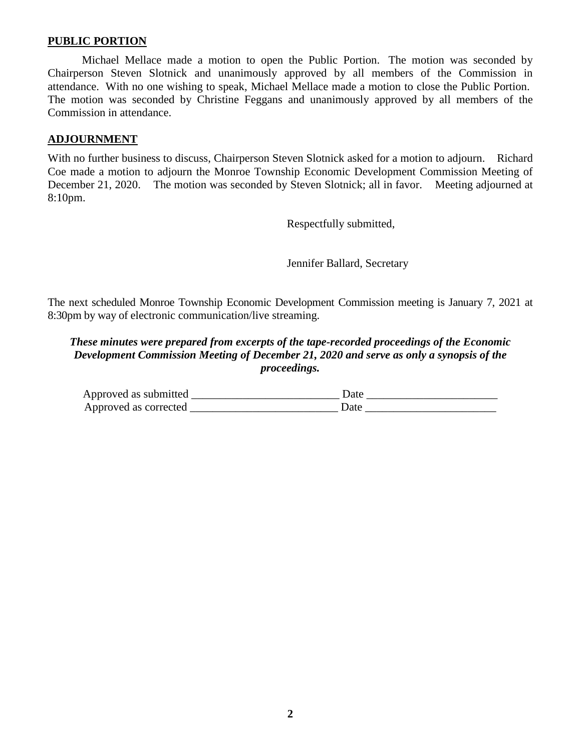## **PUBLIC PORTION**

Michael Mellace made a motion to open the Public Portion. The motion was seconded by Chairperson Steven Slotnick and unanimously approved by all members of the Commission in attendance. With no one wishing to speak, Michael Mellace made a motion to close the Public Portion. The motion was seconded by Christine Feggans and unanimously approved by all members of the Commission in attendance.

## **ADJOURNMENT**

With no further business to discuss, Chairperson Steven Slotnick asked for a motion to adjourn. Richard Coe made a motion to adjourn the Monroe Township Economic Development Commission Meeting of December 21, 2020. The motion was seconded by Steven Slotnick; all in favor. Meeting adjourned at 8:10pm.

Respectfully submitted,

Jennifer Ballard, Secretary

The next scheduled Monroe Township Economic Development Commission meeting is January 7, 2021 at 8:30pm by way of electronic communication/live streaming.

***These minutes were prepared from excerpts of the tape-recorded proceedings of the Economic Development Commission Meeting of December 21, 2020 and serve as only a synopsis of the proceedings.***

Approved as submitted __________________________ Date _______________________

Approved as corrected __________________________ Date _______________________